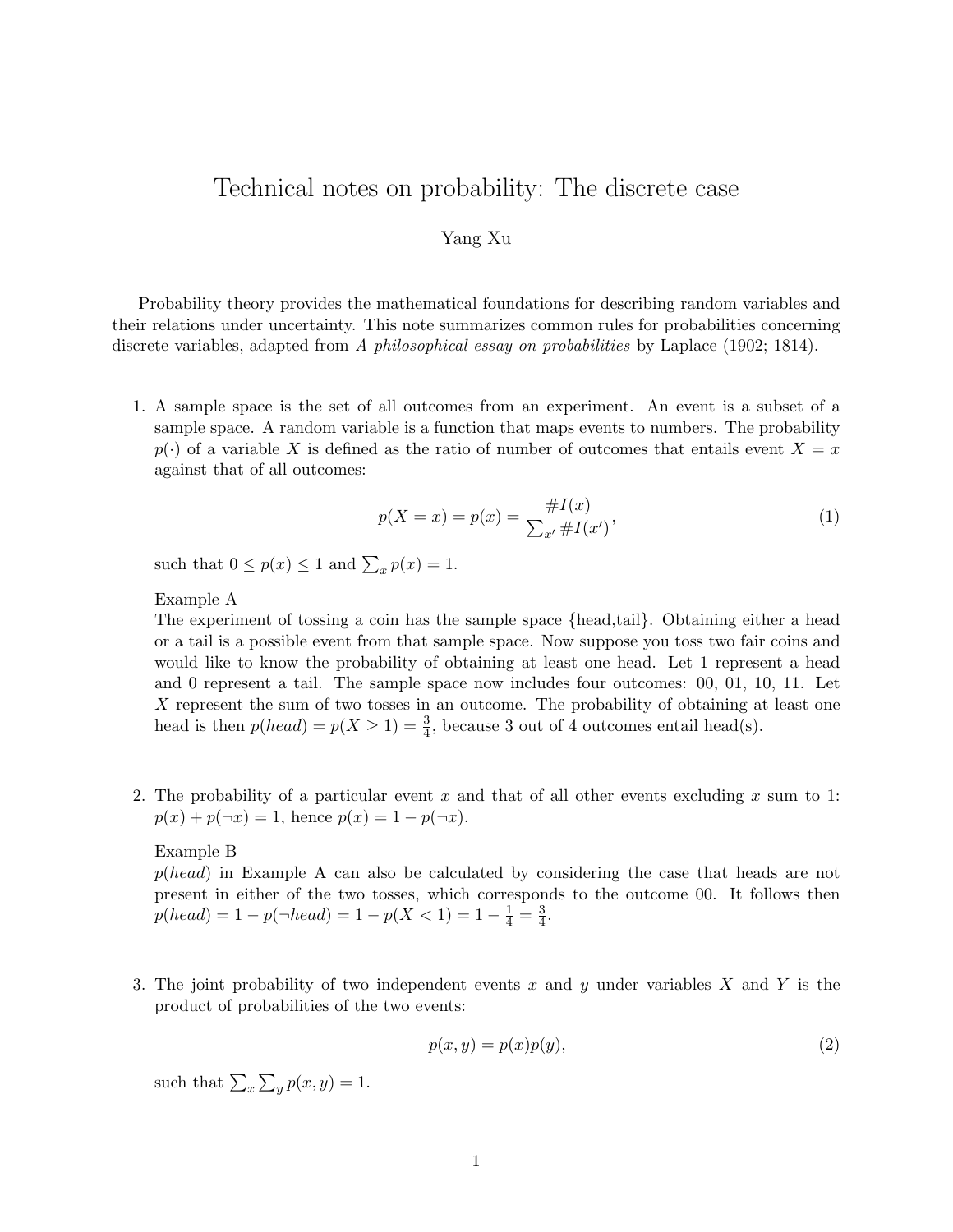# Technical notes on probability: The discrete case

Yang Xu

Probability theory provides the mathematical foundations for describing random variables and their relations under uncertainty. This note summarizes common rules for probabilities concerning discrete variables, adapted from *A philosophical essay on probabilities* by Laplace (1902; 1814).

1. A sample space is the set of all outcomes from an experiment. An event is a subset of a sample space. A random variable is a function that maps events to numbers. The probability $p(\cdot)$ of a variable $X$ is defined as the ratio of number of outcomes that entails event $X = x$ against that of all outcomes:

$$p(X = x) = p(x) = \frac{\#I(x)}{\sum_{x'} \#I(x')}, \tag{1}$$

   such that $0 \leq p(x) \leq 1$ and $\sum_x p(x) = 1$.

   Example A
   The experiment of tossing a coin has the sample space {head,tail}. Obtaining either a head or a tail is a possible event from that sample space. Now suppose you toss two fair coins and would like to know the probability of obtaining at least one head. Let 1 represent a head and 0 represent a tail. The sample space now includes four outcomes: 00, 01, 10, 11. Let $X$ represent the sum of two tosses in an outcome. The probability of obtaining at least one head is then $p(head) = p(X \geq 1) = \frac{3}{4}$, because 3 out of 4 outcomes entail head(s).

2. The probability of a particular event $x$ and that of all other events excluding $x$ sum to 1: $p(x) + p(\neg x) = 1$, hence $p(x) = 1 - p(\neg x)$.

   Example B
   $p(head)$ in Example A can also be calculated by considering the case that heads are not present in either of the two tosses, which corresponds to the outcome 00. It follows then $p(head) = 1 - p(\neg head) = 1 - p(X < 1) = 1 - \frac{1}{4} = \frac{3}{4}$.

3. The joint probability of two independent events $x$ and $y$ under variables $X$ and $Y$ is the product of probabilities of the two events:

$$p(x, y) = p(x)p(y), \tag{2}$$

   such that $\sum_x \sum_y p(x, y) = 1$.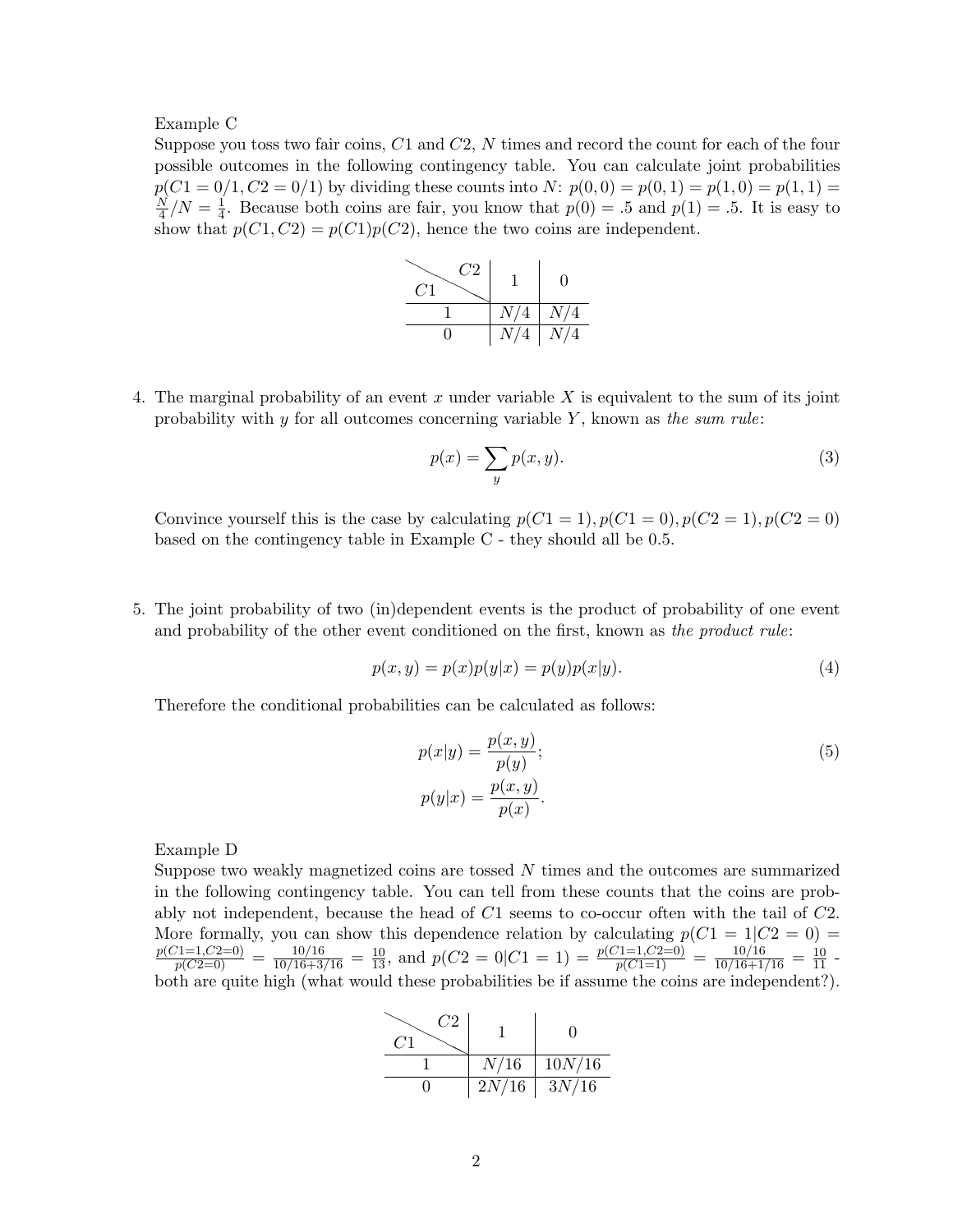Example C

Suppose you toss two fair coins, $C1$ and $C2$, $N$ times and record the count for each of the four possible outcomes in the following contingency table. You can calculate joint probabilities $p(C1 = 0/1, C2 = 0/1)$ by dividing these counts into $N$: $p(0,0) = p(0,1) = p(1,0) = p(1,1) = \frac{N}{4}/N = \frac{1}{4}$. Because both coins are fair, you know that $p(0) = .5$ and $p(1) = .5$. It is easy to show that $p(C1, C2) = p(C1)p(C2)$, hence the two coins are independent.

| $C1$ \ $C2$ | 1 | 0 |
|---|---|---|
| 1 | $N/4$ | $N/4$ |
| 0 | $N/4$ | $N/4$ |

4. The marginal probability of an event $x$ under variable $X$ is equivalent to the sum of its joint probability with $y$ for all outcomes concerning variable $Y$, known as *the sum rule*:

$$p(x) = \sum_y p(x, y). \tag{3}$$

Convince yourself this is the case by calculating $p(C1 = 1), p(C1 = 0), p(C2 = 1), p(C2 = 0)$ based on the contingency table in Example C - they should all be 0.5.

5. The joint probability of two (in)dependent events is the product of probability of one event and probability of the other event conditioned on the first, known as *the product rule*:

$$p(x, y) = p(x)p(y|x) = p(y)p(x|y). \tag{4}$$

Therefore the conditional probabilities can be calculated as follows:

$$\begin{aligned} p(x|y) &= \frac{p(x, y)}{p(y)}; \\ p(y|x) &= \frac{p(x, y)}{p(x)}. \end{aligned} \tag{5}$$

Example D

Suppose two weakly magnetized coins are tossed $N$ times and the outcomes are summarized in the following contingency table. You can tell from these counts that the coins are probably not independent, because the head of $C1$ seems to co-occur often with the tail of $C2$. More formally, you can show this dependence relation by calculating $p(C1 = 1|C2 = 0) = \frac{p(C1=1,C2=0)}{p(C2=0)} = \frac{10/16}{10/16+3/16} = \frac{10}{13}$, and $p(C2 = 0|C1 = 1) = \frac{p(C1=1,C2=0)}{p(C1=1)} = \frac{10/16}{10/16+1/16} = \frac{10}{11}$ - both are quite high (what would these probabilities be if assume the coins are independent?).

| $C1$ \ $C2$ | 1 | 0 |
|---|---|---|
| 1 | $N/16$ | $10N/16$ |
| 0 | $2N/16$ | $3N/16$ |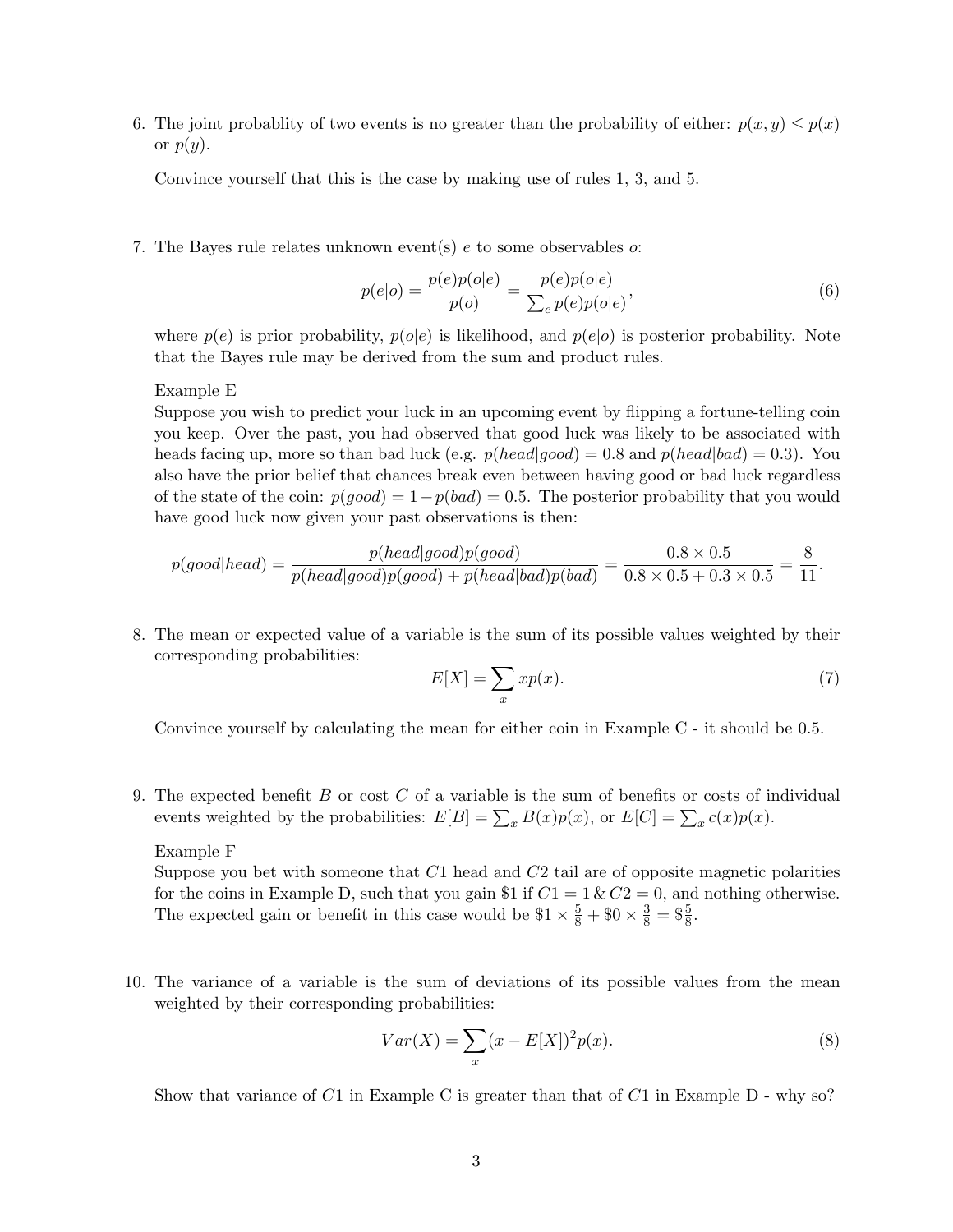6. The joint probablity of two events is no greater than the probability of either: $p(x, y) \leq p(x)$ or $p(y)$.

   Convince yourself that this is the case by making use of rules 1, 3, and 5.

7. The Bayes rule relates unknown event(s) $e$ to some observables $o$:

$$p(e|o) = \frac{p(e)p(o|e)}{p(o)} = \frac{p(e)p(o|e)}{\sum_e p(e)p(o|e)}, \tag{6}$$

   where $p(e)$ is prior probability, $p(o|e)$ is likelihood, and $p(e|o)$ is posterior probability. Note that the Bayes rule may be derived from the sum and product rules.

   Example E
   Suppose you wish to predict your luck in an upcoming event by flipping a fortune-telling coin you keep. Over the past, you had observed that good luck was likely to be associated with heads facing up, more so than bad luck (e.g. $p(head|good) = 0.8$ and $p(head|bad) = 0.3$). You also have the prior belief that chances break even between having good or bad luck regardless of the state of the coin: $p(good) = 1 - p(bad) = 0.5$. The posterior probability that you would have good luck now given your past observations is then:

$$p(good|head) = \frac{p(head|good)p(good)}{p(head|good)p(good) + p(head|bad)p(bad)} = \frac{0.8 \times 0.5}{0.8 \times 0.5 + 0.3 \times 0.5} = \frac{8}{11}.$$

8. The mean or expected value of a variable is the sum of its possible values weighted by their corresponding probabilities:

$$E[X] = \sum_x x p(x). \tag{7}$$

   Convince yourself by calculating the mean for either coin in Example C - it should be 0.5.

9. The expected benefit $B$ or cost $C$ of a variable is the sum of benefits or costs of individual events weighted by the probabilities: $E[B] = \sum_x B(x)p(x)$, or $E[C] = \sum_x c(x)p(x)$.

   Example F
   Suppose you bet with someone that $C1$ head and $C2$ tail are of opposite magnetic polarities for the coins in Example D, such that you gain \$1 if $C1 = 1 \,\&\, C2 = 0$, and nothing otherwise. The expected gain or benefit in this case would be $\$1 \times \frac{5}{8} + \$0 \times \frac{3}{8} = \$\frac{5}{8}$.

10. The variance of a variable is the sum of deviations of its possible values from the mean weighted by their corresponding probabilities:

$$Var(X) = \sum_x (x - E[X])^2 p(x). \tag{8}$$

   Show that variance of $C1$ in Example C is greater than that of $C1$ in Example D - why so?